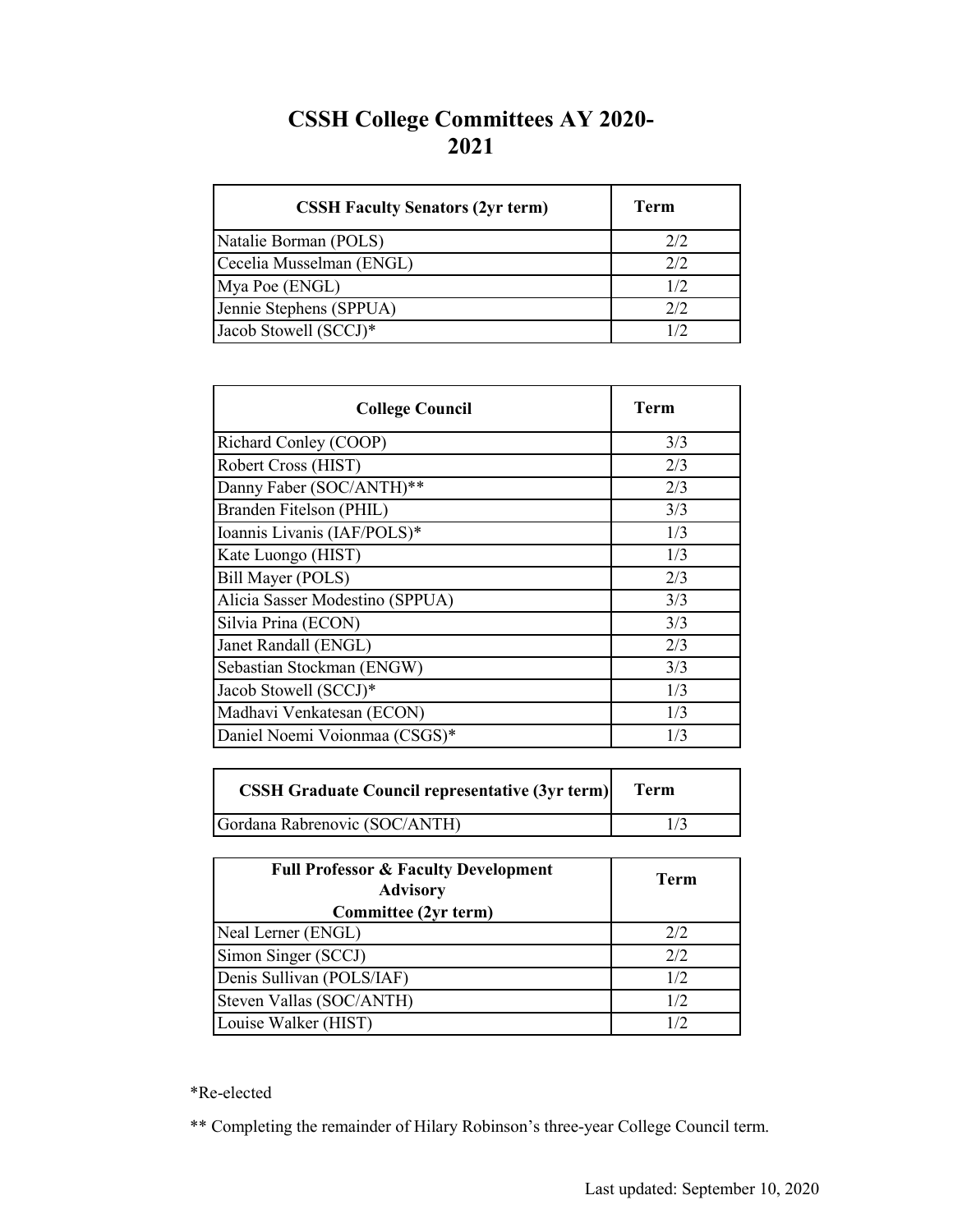# CSSH College Committees AY 2020-2021

| CSSH Faculty Senators (2yr term) | Term |
|---|---|
| Natalie Borman (POLS) | 2/2 |
| Cecelia Musselman (ENGL) | 2/2 |
| Mya Poe (ENGL) | 1/2 |
| Jennie Stephens (SPPUA) | 2/2 |
| Jacob Stowell (SCCJ)* | 1/2 |

| College Council | Term |
|---|---|
| Richard Conley (COOP) | 3/3 |
| Robert Cross (HIST) | 2/3 |
| Danny Faber (SOC/ANTH)** | 2/3 |
| Branden Fitelson (PHIL) | 3/3 |
| Ioannis Livanis (IAF/POLS)* | 1/3 |
| Kate Luongo (HIST) | 1/3 |
| Bill Mayer (POLS) | 2/3 |
| Alicia Sasser Modestino (SPPUA) | 3/3 |
| Silvia Prina (ECON) | 3/3 |
| Janet Randall (ENGL) | 2/3 |
| Sebastian Stockman (ENGW) | 3/3 |
| Jacob Stowell (SCCJ)* | 1/3 |
| Madhavi Venkatesan (ECON) | 1/3 |
| Daniel Noemi Voionmaa (CSGS)* | 1/3 |

| CSSH Graduate Council representative (3yr term) | Term |
|---|---|
| Gordana Rabrenovic (SOC/ANTH) | 1/3 |

| Full Professor & Faculty Development Advisory Committee (2yr term) | Term |
|---|---|
| Neal Lerner (ENGL) | 2/2 |
| Simon Singer (SCCJ) | 2/2 |
| Denis Sullivan (POLS/IAF) | 1/2 |
| Steven Vallas (SOC/ANTH) | 1/2 |
| Louise Walker (HIST) | 1/2 |

*Re-elected

** Completing the remainder of Hilary Robinson's three-year College Council term.

Last updated: September 10, 2020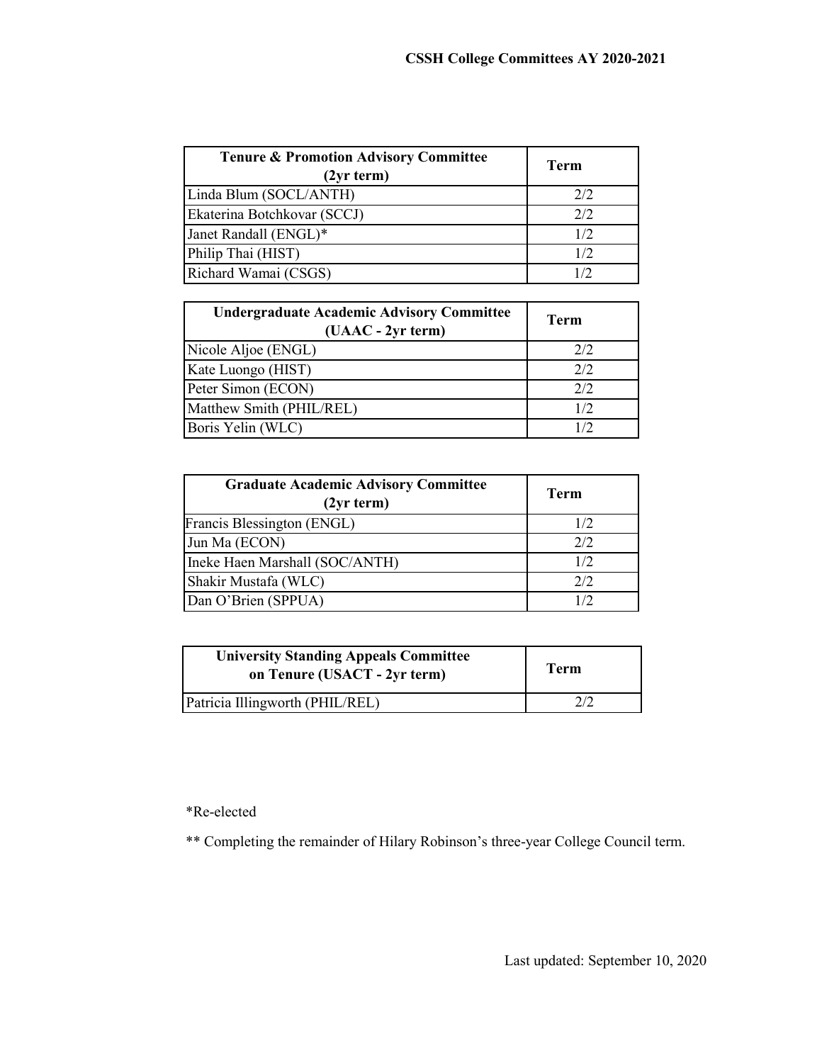## CSSH College Committees AY 2020-2021

| Tenure & Promotion Advisory Committee (2yr term) | Term |
|---|---|
| Linda Blum (SOCL/ANTH) | 2/2 |
| Ekaterina Botchkovar (SCCJ) | 2/2 |
| Janet Randall (ENGL)* | 1/2 |
| Philip Thai (HIST) | 1/2 |
| Richard Wamai (CSGS) | 1/2 |

| Undergraduate Academic Advisory Committee (UAAC - 2yr term) | Term |
|---|---|
| Nicole Aljoe (ENGL) | 2/2 |
| Kate Luongo (HIST) | 2/2 |
| Peter Simon (ECON) | 2/2 |
| Matthew Smith (PHIL/REL) | 1/2 |
| Boris Yelin (WLC) | 1/2 |

| Graduate Academic Advisory Committee (2yr term) | Term |
|---|---|
| Francis Blessington (ENGL) | 1/2 |
| Jun Ma (ECON) | 2/2 |
| Ineke Haen Marshall (SOC/ANTH) | 1/2 |
| Shakir Mustafa (WLC) | 2/2 |
| Dan O'Brien (SPPUA) | 1/2 |

| University Standing Appeals Committee on Tenure (USACT - 2yr term) | Term |
|---|---|
| Patricia Illingworth (PHIL/REL) | 2/2 |

*Re-elected

** Completing the remainder of Hilary Robinson's three-year College Council term.

Last updated: September 10, 2020